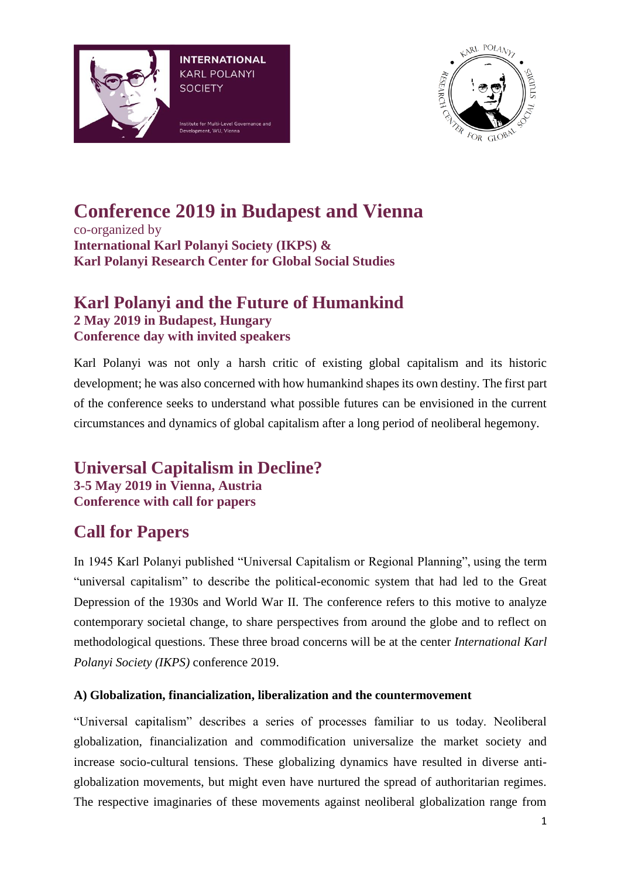# Conference 2019 in Budapest and Vienna

co-organized by
**International Karl Polanyi Society (IKPS) &**
**Karl Polanyi Research Center for Global Social Studies**

## Karl Polanyi and the Future of Humankind

**2 May 2019 in Budapest, Hungary**
**Conference day with invited speakers**

Karl Polanyi was not only a harsh critic of existing global capitalism and its historic development; he was also concerned with how humankind shapes its own destiny. The first part of the conference seeks to understand what possible futures can be envisioned in the current circumstances and dynamics of global capitalism after a long period of neoliberal hegemony.

## Universal Capitalism in Decline?

**3-5 May 2019 in Vienna, Austria**
**Conference with call for papers**

## Call for Papers

In 1945 Karl Polanyi published "Universal Capitalism or Regional Planning", using the term "universal capitalism" to describe the political-economic system that had led to the Great Depression of the 1930s and World War II. The conference refers to this motive to analyze contemporary societal change, to share perspectives from around the globe and to reflect on methodological questions. These three broad concerns will be at the center *International Karl Polanyi Society (IKPS)* conference 2019.

### A) Globalization, financialization, liberalization and the countermovement

"Universal capitalism" describes a series of processes familiar to us today. Neoliberal globalization, financialization and commodification universalize the market society and increase socio-cultural tensions. These globalizing dynamics have resulted in diverse anti-globalization movements, but might even have nurtured the spread of authoritarian regimes. The respective imaginaries of these movements against neoliberal globalization range from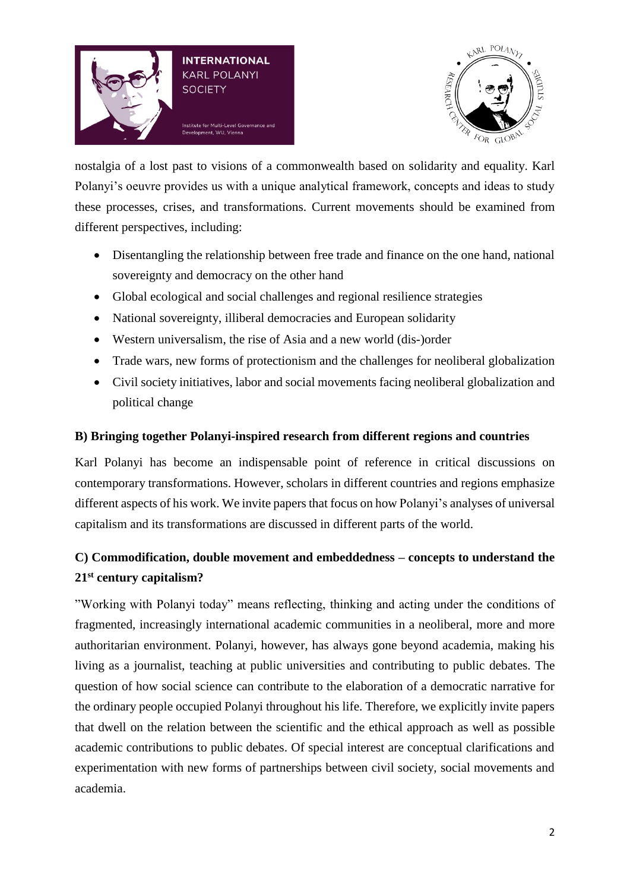nostalgia of a lost past to visions of a commonwealth based on solidarity and equality. Karl Polanyi's oeuvre provides us with a unique analytical framework, concepts and ideas to study these processes, crises, and transformations. Current movements should be examined from different perspectives, including:

- Disentangling the relationship between free trade and finance on the one hand, national sovereignty and democracy on the other hand
- Global ecological and social challenges and regional resilience strategies
- National sovereignty, illiberal democracies and European solidarity
- Western universalism, the rise of Asia and a new world (dis-)order
- Trade wars, new forms of protectionism and the challenges for neoliberal globalization
- Civil society initiatives, labor and social movements facing neoliberal globalization and political change

**B) Bringing together Polanyi-inspired research from different regions and countries**

Karl Polanyi has become an indispensable point of reference in critical discussions on contemporary transformations. However, scholars in different countries and regions emphasize different aspects of his work. We invite papers that focus on how Polanyi's analyses of universal capitalism and its transformations are discussed in different parts of the world.

**C) Commodification, double movement and embeddedness – concepts to understand the 21st century capitalism?**

"Working with Polanyi today" means reflecting, thinking and acting under the conditions of fragmented, increasingly international academic communities in a neoliberal, more and more authoritarian environment. Polanyi, however, has always gone beyond academia, making his living as a journalist, teaching at public universities and contributing to public debates. The question of how social science can contribute to the elaboration of a democratic narrative for the ordinary people occupied Polanyi throughout his life. Therefore, we explicitly invite papers that dwell on the relation between the scientific and the ethical approach as well as possible academic contributions to public debates. Of special interest are conceptual clarifications and experimentation with new forms of partnerships between civil society, social movements and academia.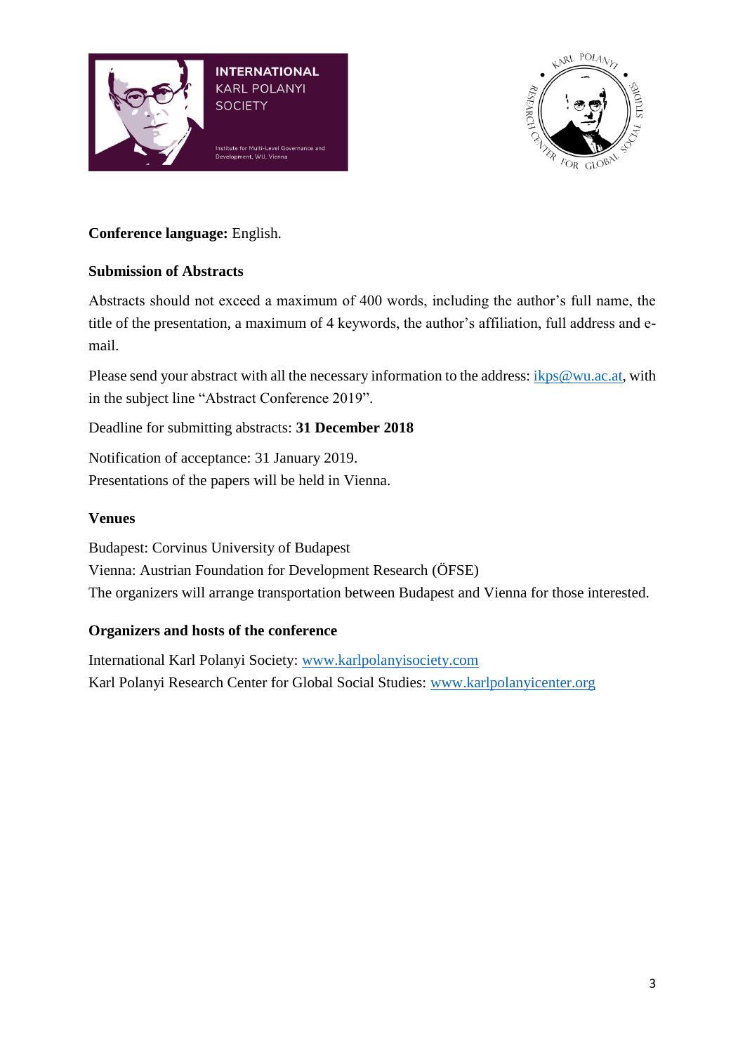**Conference language:** English.

**Submission of Abstracts**

Abstracts should not exceed a maximum of 400 words, including the author's full name, the title of the presentation, a maximum of 4 keywords, the author's affiliation, full address and e-mail.

Please send your abstract with all the necessary information to the address: ikps@wu.ac.at, with in the subject line "Abstract Conference 2019".

Deadline for submitting abstracts: **31 December 2018**

Notification of acceptance: 31 January 2019.
Presentations of the papers will be held in Vienna.

**Venues**

Budapest: Corvinus University of Budapest
Vienna: Austrian Foundation for Development Research (ÖFSE)
The organizers will arrange transportation between Budapest and Vienna for those interested.

**Organizers and hosts of the conference**

International Karl Polanyi Society: www.karlpolanyisociety.com
Karl Polanyi Research Center for Global Social Studies: www.karlpolanyicenter.org